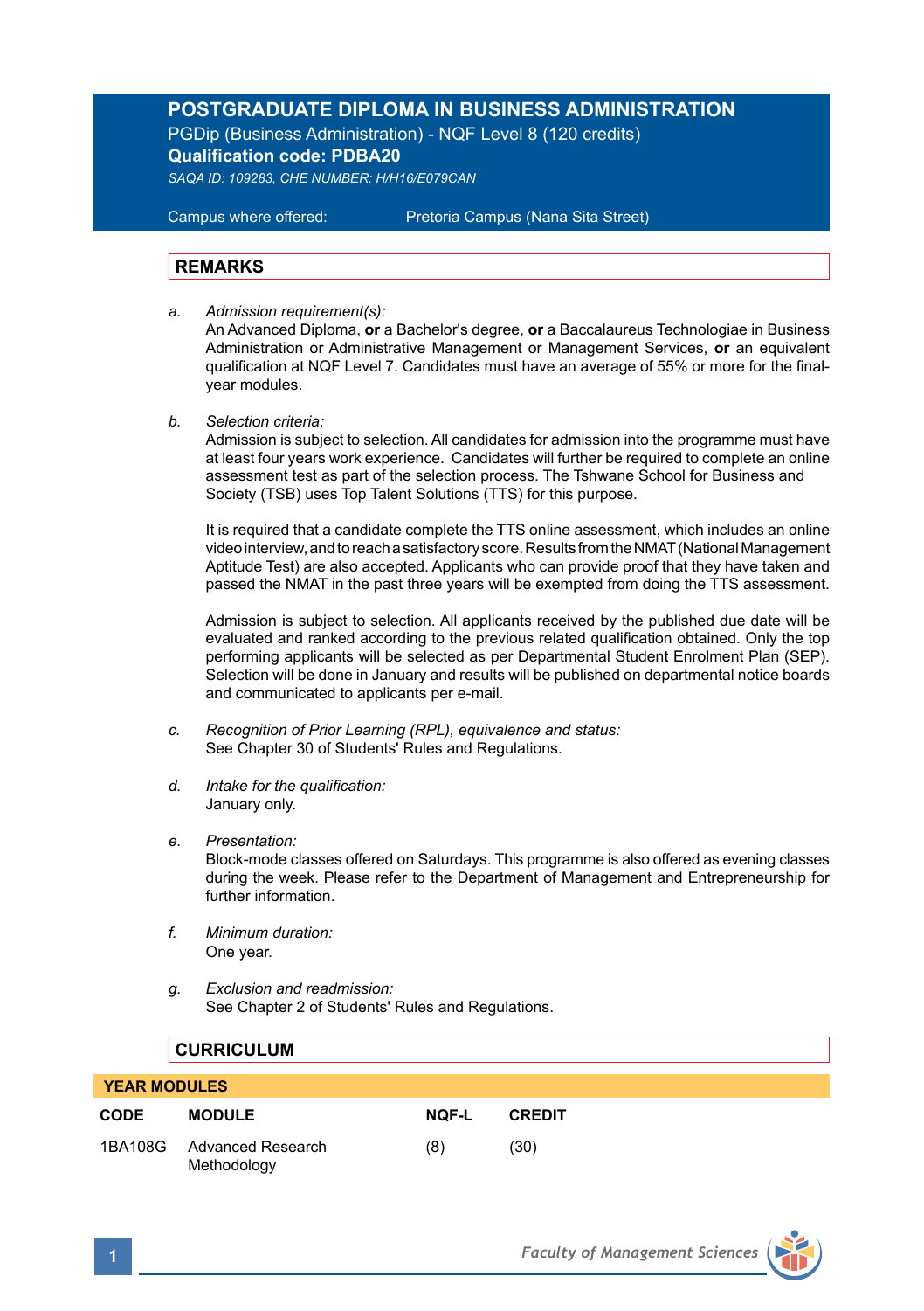# POSTGRADUATE DIPLOMA IN BUSINESS ADMINISTRATION

PGDip (Business Administration) - NQF Level 8 (120 credits)

**Qualification code: PDBA20**

*SAQA ID: 109283, CHE NUMBER: H/H16/E079CAN*

Campus where offered: Pretoria Campus (Nana Sita Street)

## REMARKS

a. *Admission requirement(s):*
An Advanced Diploma, **or** a Bachelor's degree, **or** a Baccalaureus Technologiae in Business Administration or Administrative Management or Management Services, **or** an equivalent qualification at NQF Level 7. Candidates must have an average of 55% or more for the final-year modules.

b. *Selection criteria:*
Admission is subject to selection. All candidates for admission into the programme must have at least four years work experience. Candidates will further be required to complete an online assessment test as part of the selection process. The Tshwane School for Business and Society (TSB) uses Top Talent Solutions (TTS) for this purpose.

It is required that a candidate complete the TTS online assessment, which includes an online video interview, and to reach a satisfactory score. Results from the NMAT (National Management Aptitude Test) are also accepted. Applicants who can provide proof that they have taken and passed the NMAT in the past three years will be exempted from doing the TTS assessment.

Admission is subject to selection. All applicants received by the published due date will be evaluated and ranked according to the previous related qualification obtained. Only the top performing applicants will be selected as per Departmental Student Enrolment Plan (SEP). Selection will be done in January and results will be published on departmental notice boards and communicated to applicants per e-mail.

c. *Recognition of Prior Learning (RPL), equivalence and status:*
See Chapter 30 of Students' Rules and Regulations.

d. *Intake for the qualification:*
January only.

e. *Presentation:*
Block-mode classes offered on Saturdays. This programme is also offered as evening classes during the week. Please refer to the Department of Management and Entrepreneurship for further information.

f. *Minimum duration:*
One year.

g. *Exclusion and readmission:*
See Chapter 2 of Students' Rules and Regulations.

## CURRICULUM

**YEAR MODULES**

| CODE | MODULE | NQF-L | CREDIT |
|---|---|---|---|
| 1BA108G | Advanced Research Methodology | (8) | (30) |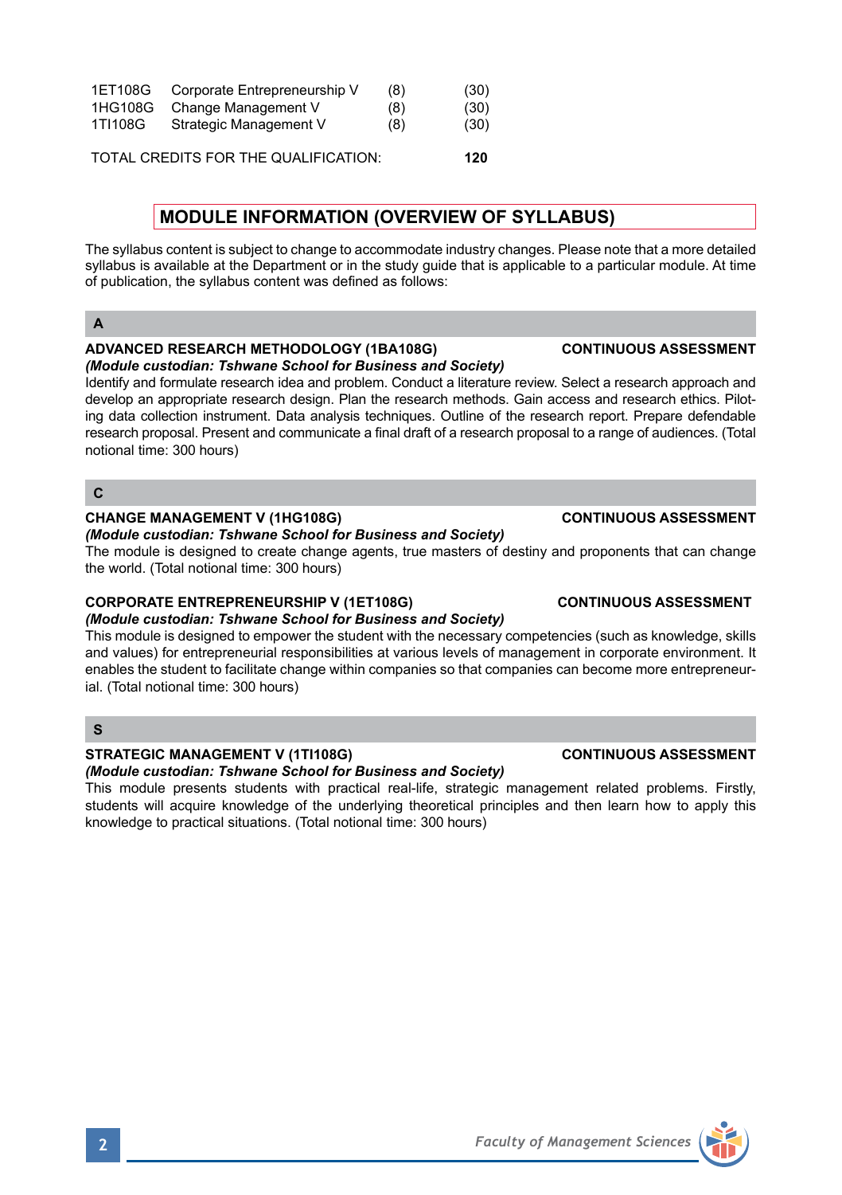| | | | |
|---|---|---|---|
| 1ET108G | Corporate Entrepreneurship V | (8) | (30) |
| 1HG108G | Change Management V | (8) | (30) |
| 1TI108G | Strategic Management V | (8) | (30) |

TOTAL CREDITS FOR THE QUALIFICATION: **120**

## MODULE INFORMATION (OVERVIEW OF SYLLABUS)

The syllabus content is subject to change to accommodate industry changes. Please note that a more detailed syllabus is available at the Department or in the study guide that is applicable to a particular module. At time of publication, the syllabus content was defined as follows:

### A

**ADVANCED RESEARCH METHODOLOGY (1BA108G)** **CONTINUOUS ASSESSMENT**
***(Module custodian: Tshwane School for Business and Society)***
Identify and formulate research idea and problem. Conduct a literature review. Select a research approach and develop an appropriate research design. Plan the research methods. Gain access and research ethics. Piloting data collection instrument. Data analysis techniques. Outline of the research report. Prepare defendable research proposal. Present and communicate a final draft of a research proposal to a range of audiences. (Total notional time: 300 hours)

### C

**CHANGE MANAGEMENT V (1HG108G)** **CONTINUOUS ASSESSMENT**
***(Module custodian: Tshwane School for Business and Society)***
The module is designed to create change agents, true masters of destiny and proponents that can change the world. (Total notional time: 300 hours)

**CORPORATE ENTREPRENEURSHIP V (1ET108G)** **CONTINUOUS ASSESSMENT**
***(Module custodian: Tshwane School for Business and Society)***
This module is designed to empower the student with the necessary competencies (such as knowledge, skills and values) for entrepreneurial responsibilities at various levels of management in corporate environment. It enables the student to facilitate change within companies so that companies can become more entrepreneurial. (Total notional time: 300 hours)

### S

**STRATEGIC MANAGEMENT V (1TI108G)** **CONTINUOUS ASSESSMENT**
***(Module custodian: Tshwane School for Business and Society)***
This module presents students with practical real-life, strategic management related problems. Firstly, students will acquire knowledge of the underlying theoretical principles and then learn how to apply this knowledge to practical situations. (Total notional time: 300 hours)